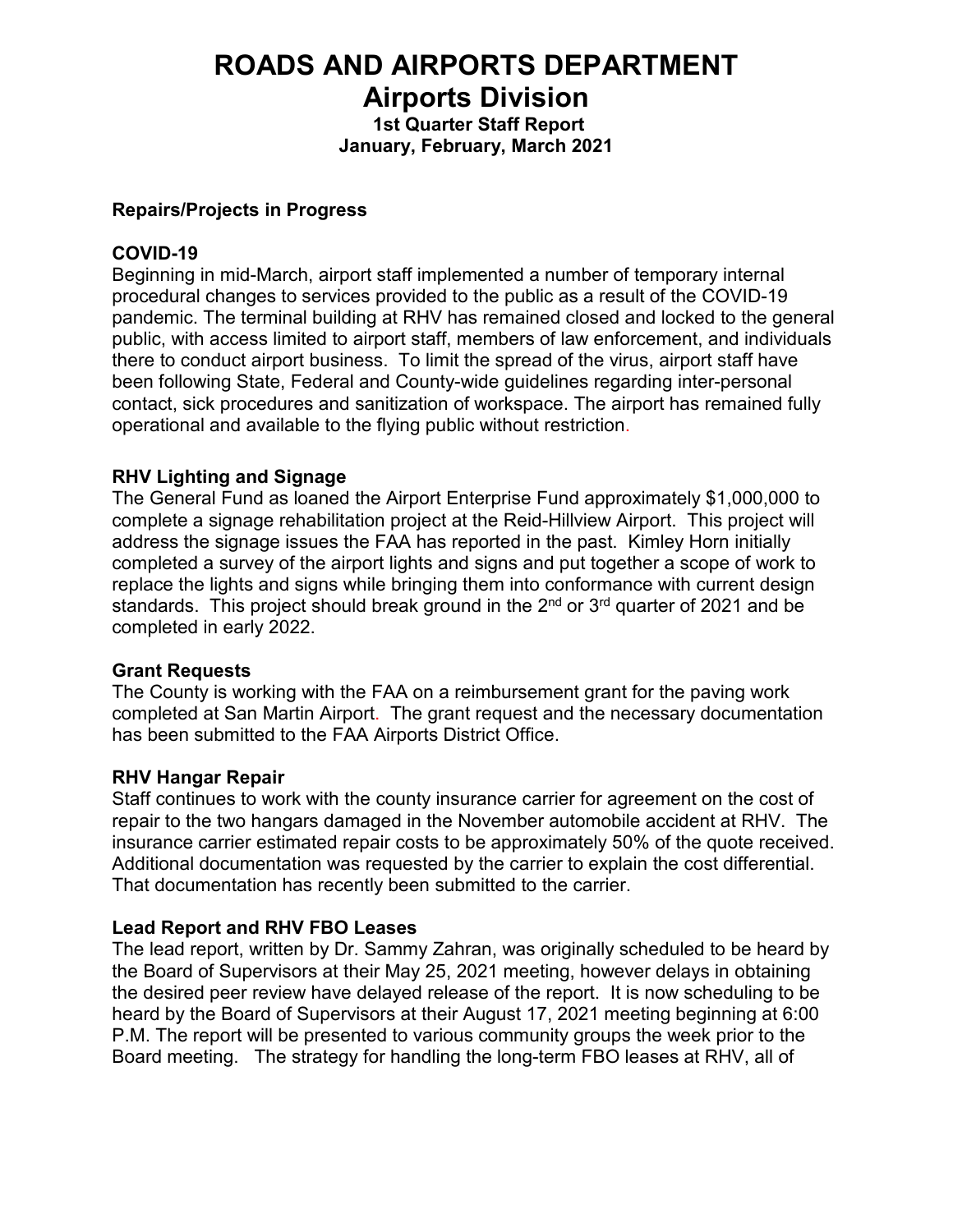# ROADS AND AIRPORTS DEPARTMENT
## Airports Division
### 1st Quarter Staff Report
### January, February, March 2021

**Repairs/Projects in Progress**

**COVID-19**

Beginning in mid-March, airport staff implemented a number of temporary internal procedural changes to services provided to the public as a result of the COVID-19 pandemic. The terminal building at RHV has remained closed and locked to the general public, with access limited to airport staff, members of law enforcement, and individuals there to conduct airport business. To limit the spread of the virus, airport staff have been following State, Federal and County-wide guidelines regarding inter-personal contact, sick procedures and sanitization of workspace. The airport has remained fully operational and available to the flying public without restriction.

**RHV Lighting and Signage**

The General Fund as loaned the Airport Enterprise Fund approximately $1,000,000 to complete a signage rehabilitation project at the Reid-Hillview Airport. This project will address the signage issues the FAA has reported in the past. Kimley Horn initially completed a survey of the airport lights and signs and put together a scope of work to replace the lights and signs while bringing them into conformance with current design standards. This project should break ground in the 2nd or 3rd quarter of 2021 and be completed in early 2022.

**Grant Requests**

The County is working with the FAA on a reimbursement grant for the paving work completed at San Martin Airport. The grant request and the necessary documentation has been submitted to the FAA Airports District Office.

**RHV Hangar Repair**

Staff continues to work with the county insurance carrier for agreement on the cost of repair to the two hangars damaged in the November automobile accident at RHV. The insurance carrier estimated repair costs to be approximately 50% of the quote received. Additional documentation was requested by the carrier to explain the cost differential. That documentation has recently been submitted to the carrier.

**Lead Report and RHV FBO Leases**

The lead report, written by Dr. Sammy Zahran, was originally scheduled to be heard by the Board of Supervisors at their May 25, 2021 meeting, however delays in obtaining the desired peer review have delayed release of the report. It is now scheduling to be heard by the Board of Supervisors at their August 17, 2021 meeting beginning at 6:00 P.M. The report will be presented to various community groups the week prior to the Board meeting. The strategy for handling the long-term FBO leases at RHV, all of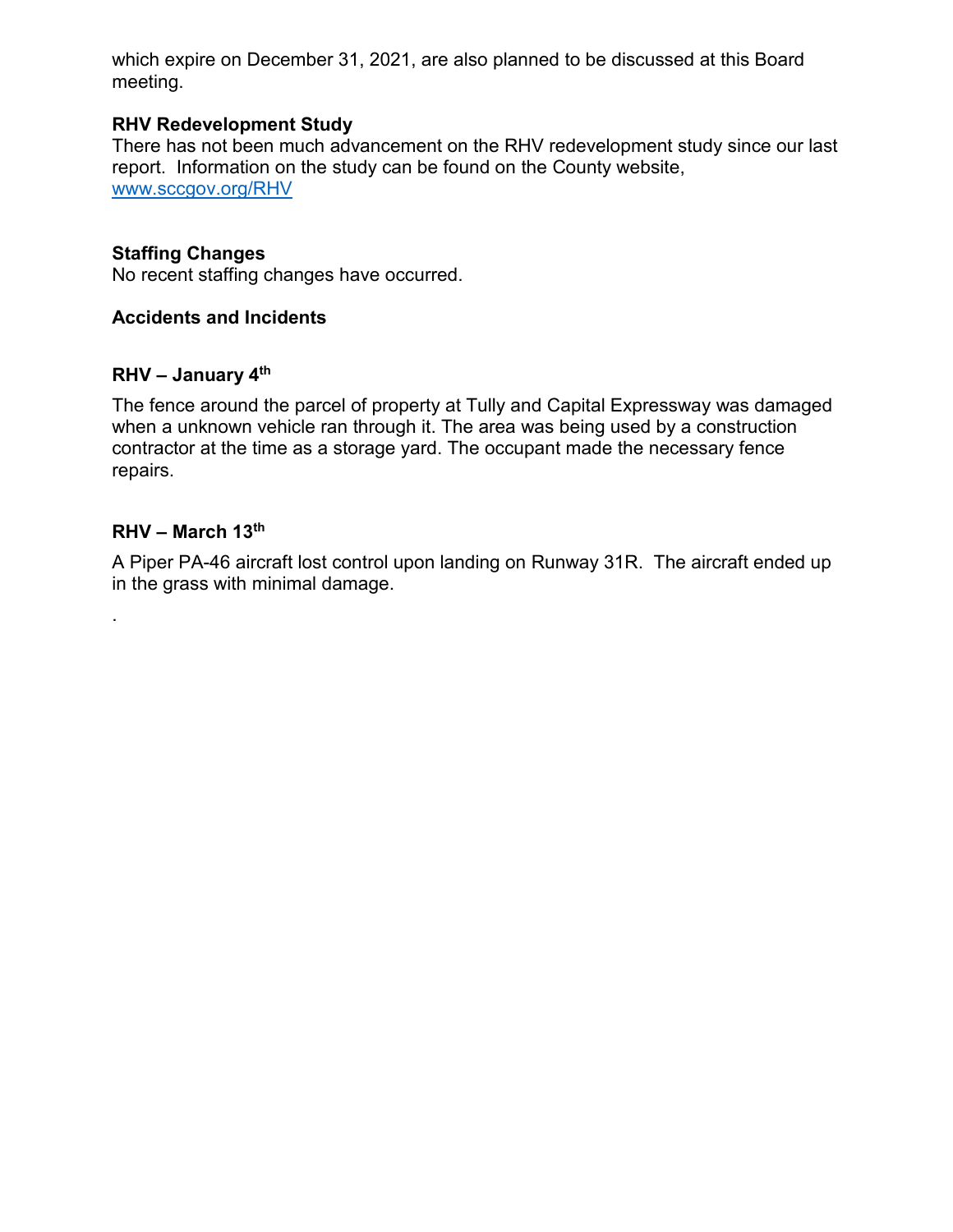which expire on December 31, 2021, are also planned to be discussed at this Board meeting.

**RHV Redevelopment Study**

There has not been much advancement on the RHV redevelopment study since our last report. Information on the study can be found on the County website, [www.sccgov.org/RHV](www.sccgov.org/RHV)

**Staffing Changes**

No recent staffing changes have occurred.

**Accidents and Incidents**

**RHV – January 4th**

The fence around the parcel of property at Tully and Capital Expressway was damaged when a unknown vehicle ran through it. The area was being used by a construction contractor at the time as a storage yard. The occupant made the necessary fence repairs.

**RHV – March 13th**

A Piper PA-46 aircraft lost control upon landing on Runway 31R. The aircraft ended up in the grass with minimal damage.

.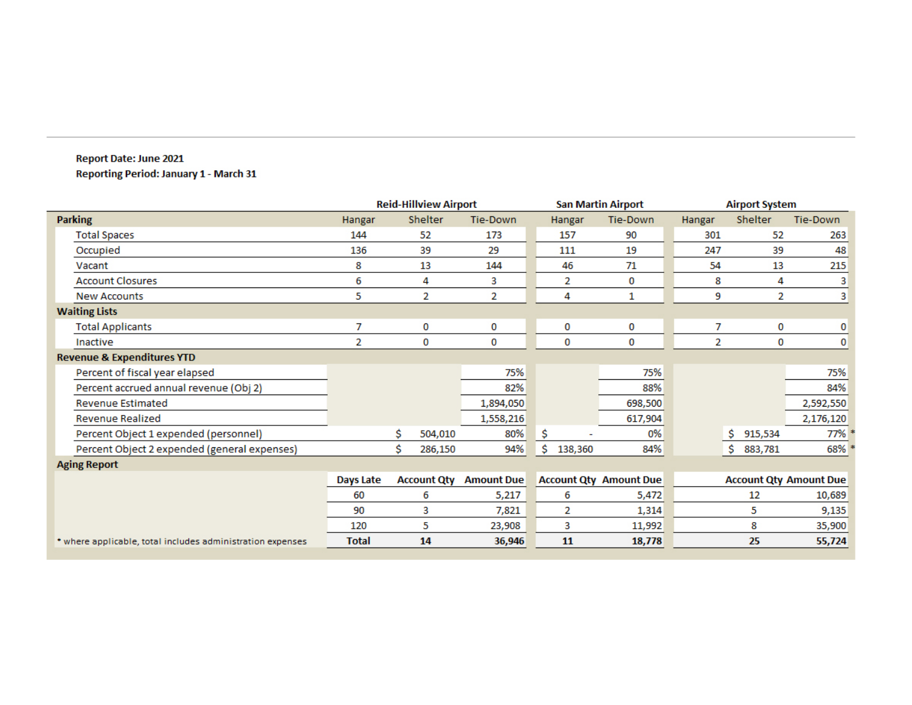**Report Date: June 2021**
**Reporting Period: January 1 - March 31**

| | Reid-Hillview Airport | | | San Martin Airport | | Airport System | | |
|---|---|---|---|---|---|---|---|---|
| **Parking** | Hangar | Shelter | Tie-Down | Hangar | Tie-Down | Hangar | Shelter | Tie-Down |
| Total Spaces | 144 | 52 | 173 | 157 | 90 | 301 | 52 | 263 |
| Occupied | 136 | 39 | 29 | 111 | 19 | 247 | 39 | 48 |
| Vacant | 8 | 13 | 144 | 46 | 71 | 54 | 13 | 215 |
| Account Closures | 6 | 4 | 3 | 2 | 0 | 8 | 4 | 3 |
| New Accounts | 5 | 2 | 2 | 4 | 1 | 9 | 2 | 3 |
| **Waiting Lists** | | | | | | | | |
| Total Applicants | 7 | 0 | 0 | 0 | 0 | 7 | 0 | 0 |
| Inactive | 2 | 0 | 0 | 0 | 0 | 2 | 0 | 0 |
| **Revenue & Expenditures YTD** | | | | | | | | |
| Percent of fiscal year elapsed | | | 75% | | 75% | | | 75% |
| Percent accrued annual revenue (Obj 2) | | | 82% | | 88% | | | 84% |
| Revenue Estimated | | | 1,894,050 | | 698,500 | | | 2,592,550 |
| Revenue Realized | | | 1,558,216 | | 617,904 | | | 2,176,120 |
| Percent Object 1 expended (personnel) | | $ 504,010 | 80% | $ - | 0% | | $ 915,534 | 77% * |
| Percent Object 2 expended (general expenses) | | $ 286,150 | 94% | $ 138,360 | 84% | | $ 883,781 | 68% * |
| **Aging Report** | | | | | | | | |
| | Days Late | Account Qty | Amount Due | Account Qty | Amount Due | | Account Qty | Amount Due |
| | 60 | 6 | 5,217 | 6 | 5,472 | | 12 | 10,689 |
| | 90 | 3 | 7,821 | 2 | 1,314 | | 5 | 9,135 |
| | 120 | 5 | 23,908 | 3 | 11,992 | | 8 | 35,900 |
| * where applicable, total includes administration expenses | **Total** | **14** | **36,946** | **11** | **18,778** | | **25** | **55,724** |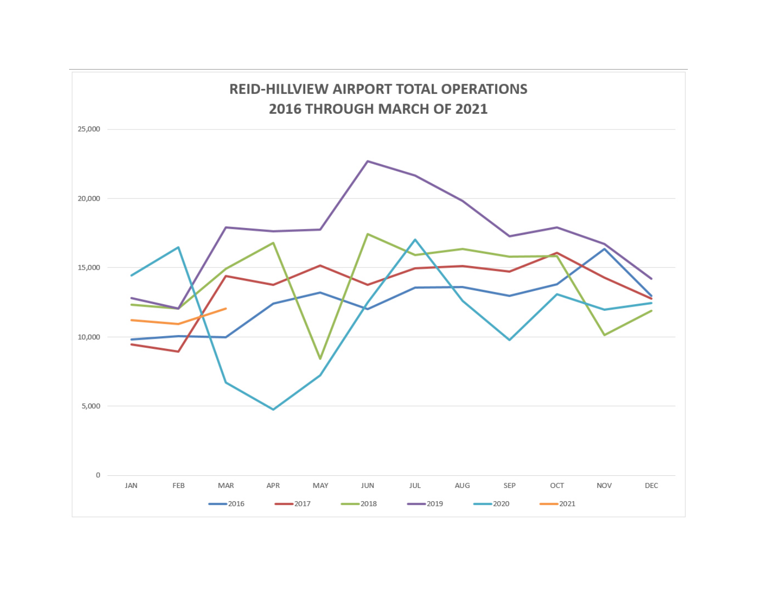**REID-HILLVIEW AIRPORT TOTAL OPERATIONS**
**2016 THROUGH MARCH OF 2021**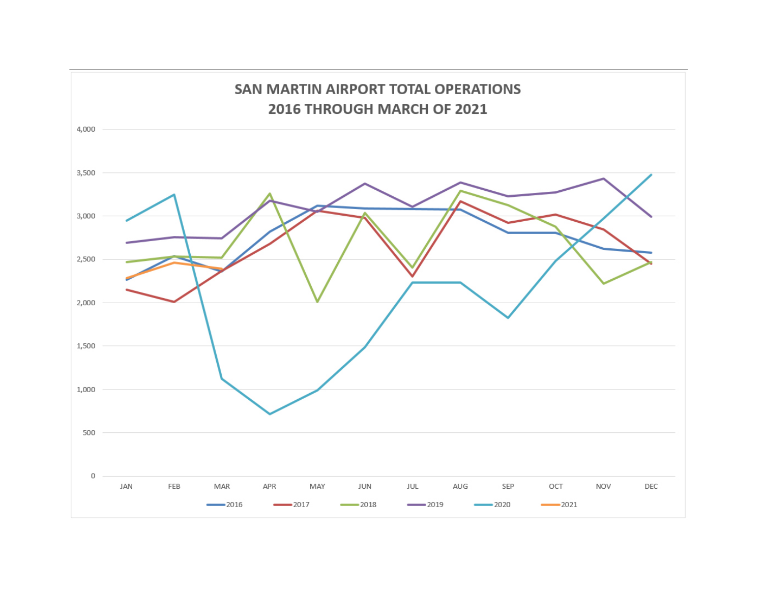SAN MARTIN AIRPORT TOTAL OPERATIONS
2016 THROUGH MARCH OF 2021

4,000
3,500
3,000
2,500
2,000
1,500
1,000
500
0

JAN FEB MAR APR MAY JUN JUL AUG SEP OCT NOV DEC

2016 2017 2018 2019 2020 2021